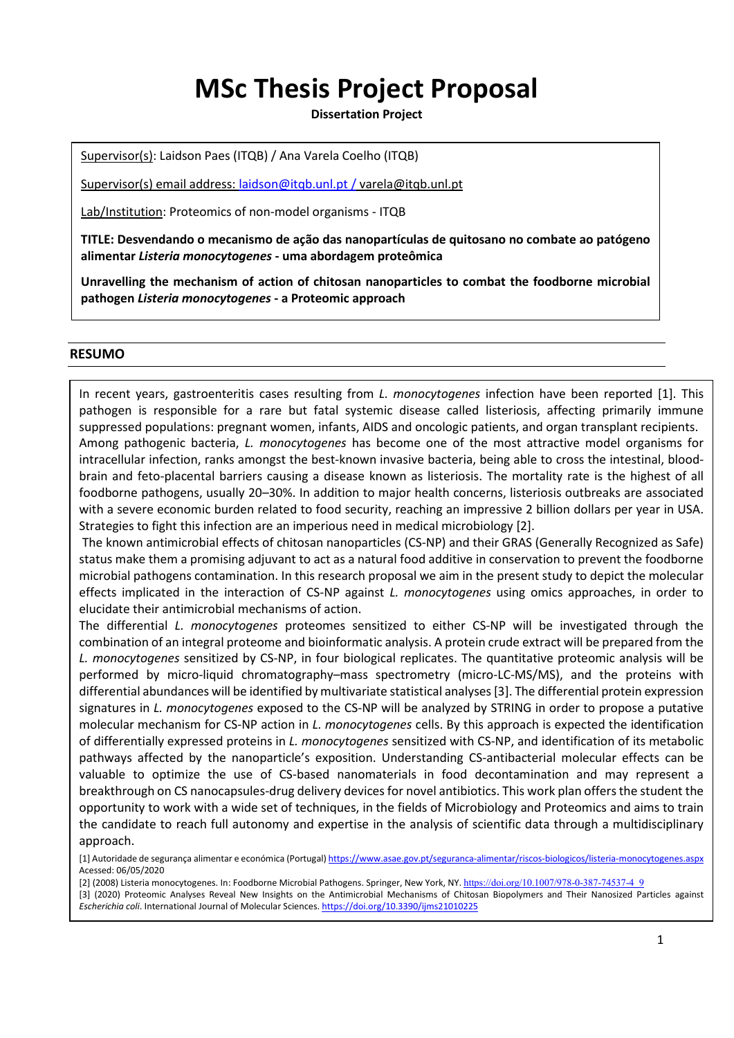# MSc Thesis Project Proposal

**Dissertation Project**

Supervisor(s): Laidson Paes (ITQB) / Ana Varela Coelho (ITQB)

Supervisor(s) email address: laidson@itqb.unl.pt / varela@itqb.unl.pt

Lab/Institution: Proteomics of non-model organisms - ITQB

**TITLE: Desvendando o mecanismo de ação das nanopartículas de quitosano no combate ao patógeno alimentar *Listeria monocytogenes* - uma abordagem proteômica**

**Unravelling the mechanism of action of chitosan nanoparticles to combat the foodborne microbial pathogen *Listeria monocytogenes* - a Proteomic approach**

## RESUMO

In recent years, gastroenteritis cases resulting from *L. monocytogenes* infection have been reported [1]. This pathogen is responsible for a rare but fatal systemic disease called listeriosis, affecting primarily immune suppressed populations: pregnant women, infants, AIDS and oncologic patients, and organ transplant recipients. Among pathogenic bacteria, *L. monocytogenes* has become one of the most attractive model organisms for intracellular infection, ranks amongst the best-known invasive bacteria, being able to cross the intestinal, blood-brain and feto-placental barriers causing a disease known as listeriosis. The mortality rate is the highest of all foodborne pathogens, usually 20–30%. In addition to major health concerns, listeriosis outbreaks are associated with a severe economic burden related to food security, reaching an impressive 2 billion dollars per year in USA. Strategies to fight this infection are an imperious need in medical microbiology [2].

The known antimicrobial effects of chitosan nanoparticles (CS-NP) and their GRAS (Generally Recognized as Safe) status make them a promising adjuvant to act as a natural food additive in conservation to prevent the foodborne microbial pathogens contamination. In this research proposal we aim in the present study to depict the molecular effects implicated in the interaction of CS-NP against *L. monocytogenes* using omics approaches, in order to elucidate their antimicrobial mechanisms of action.

The differential *L. monocytogenes* proteomes sensitized to either CS-NP will be investigated through the combination of an integral proteome and bioinformatic analysis. A protein crude extract will be prepared from the *L. monocytogenes* sensitized by CS-NP, in four biological replicates. The quantitative proteomic analysis will be performed by micro-liquid chromatography–mass spectrometry (micro-LC-MS/MS), and the proteins with differential abundances will be identified by multivariate statistical analyses [3]. The differential protein expression signatures in *L. monocytogenes* exposed to the CS-NP will be analyzed by STRING in order to propose a putative molecular mechanism for CS-NP action in *L. monocytogenes* cells. By this approach is expected the identification of differentially expressed proteins in *L. monocytogenes* sensitized with CS-NP, and identification of its metabolic pathways affected by the nanoparticle's exposition. Understanding CS-antibacterial molecular effects can be valuable to optimize the use of CS-based nanomaterials in food decontamination and may represent a breakthrough on CS nanocapsules-drug delivery devices for novel antibiotics. This work plan offers the student the opportunity to work with a wide set of techniques, in the fields of Microbiology and Proteomics and aims to train the candidate to reach full autonomy and expertise in the analysis of scientific data through a multidisciplinary approach.

[1] Autoridade de segurança alimentar e económica (Portugal) https://www.asae.gov.pt/seguranca-alimentar/riscos-biologicos/listeria-monocytogenes.aspx Acessed: 06/05/2020

[2] (2008) Listeria monocytogenes. In: Foodborne Microbial Pathogens. Springer, New York, NY. https://doi.org/10.1007/978-0-387-74537-4_9

[3] (2020) Proteomic Analyses Reveal New Insights on the Antimicrobial Mechanisms of Chitosan Biopolymers and Their Nanosized Particles against *Escherichia coli*. International Journal of Molecular Sciences. https://doi.org/10.3390/ijms21010225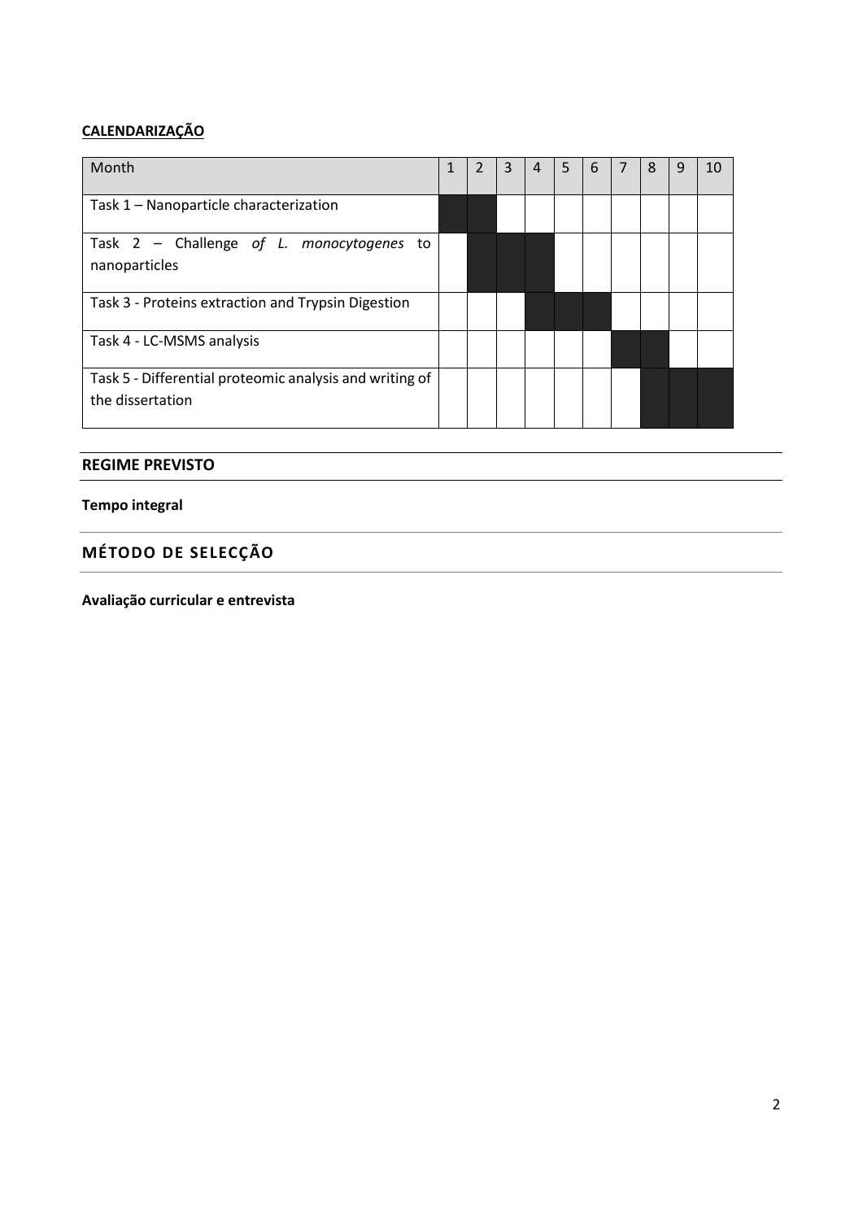**CALENDARIZAÇÃO**

| Month | 1 | 2 | 3 | 4 | 5 | 6 | 7 | 8 | 9 | 10 |
|---|---|---|---|---|---|---|---|---|---|---|
| Task 1 – Nanoparticle characterization | ■ | ■ | | | | | | | | |
| Task 2 – Challenge *of L. monocytogenes* to nanoparticles | | ■ | ■ | ■ | | | | | | |
| Task 3 - Proteins extraction and Trypsin Digestion | | | | ■ | ■ | ■ | | | | |
| Task 4 - LC-MSMS analysis | | | | | | | ■ | ■ | | |
| Task 5 - Differential proteomic analysis and writing of the dissertation | | | | | | | | ■ | ■ | ■ |

## REGIME PREVISTO

**Tempo integral**

## MÉTODO DE SELECÇÃO

**Avaliação curricular e entrevista**